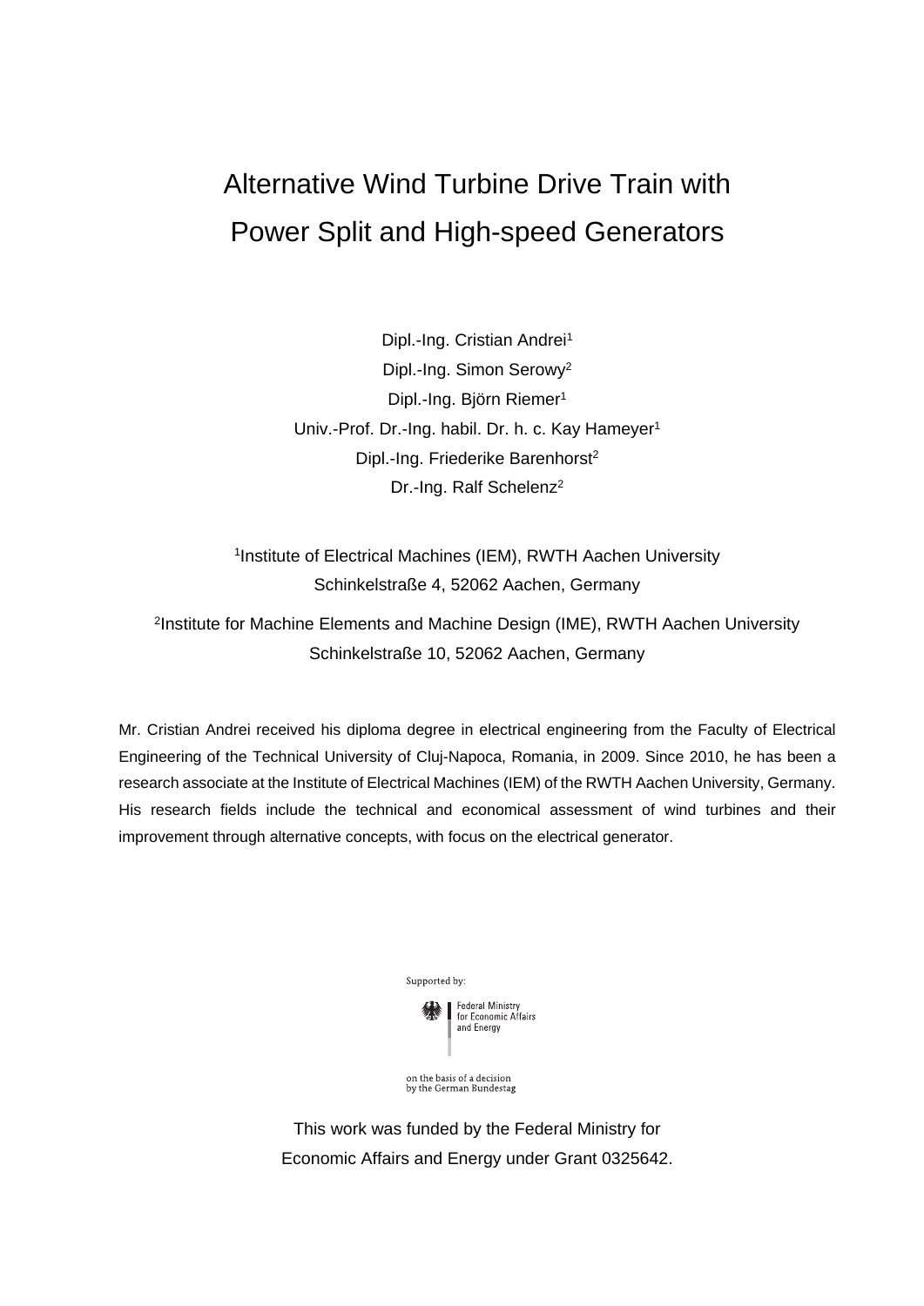# Alternative Wind Turbine Drive Train with Power Split and High-speed Generators

Dipl.-Ing. Cristian Andrei[1]
Dipl.-Ing. Simon Serowy[2]
Dipl.-Ing. Björn Riemer[1]
Univ.-Prof. Dr.-Ing. habil. Dr. h. c. Kay Hameyer[1]
Dipl.-Ing. Friederike Barenhorst[2]
Dr.-Ing. Ralf Schelenz[2]

[1]Institute of Electrical Machines (IEM), RWTH Aachen University
Schinkelstraße 4, 52062 Aachen, Germany

[2]Institute for Machine Elements and Machine Design (IME), RWTH Aachen University
Schinkelstraße 10, 52062 Aachen, Germany

Mr. Cristian Andrei received his diploma degree in electrical engineering from the Faculty of Electrical Engineering of the Technical University of Cluj-Napoca, Romania, in 2009. Since 2010, he has been a research associate at the Institute of Electrical Machines (IEM) of the RWTH Aachen University, Germany. His research fields include the technical and economical assessment of wind turbines and their improvement through alternative concepts, with focus on the electrical generator.

Supported by:

Federal Ministry for Economic Affairs and Energy

on the basis of a decision by the German Bundestag

This work was funded by the Federal Ministry for Economic Affairs and Energy under Grant 0325642.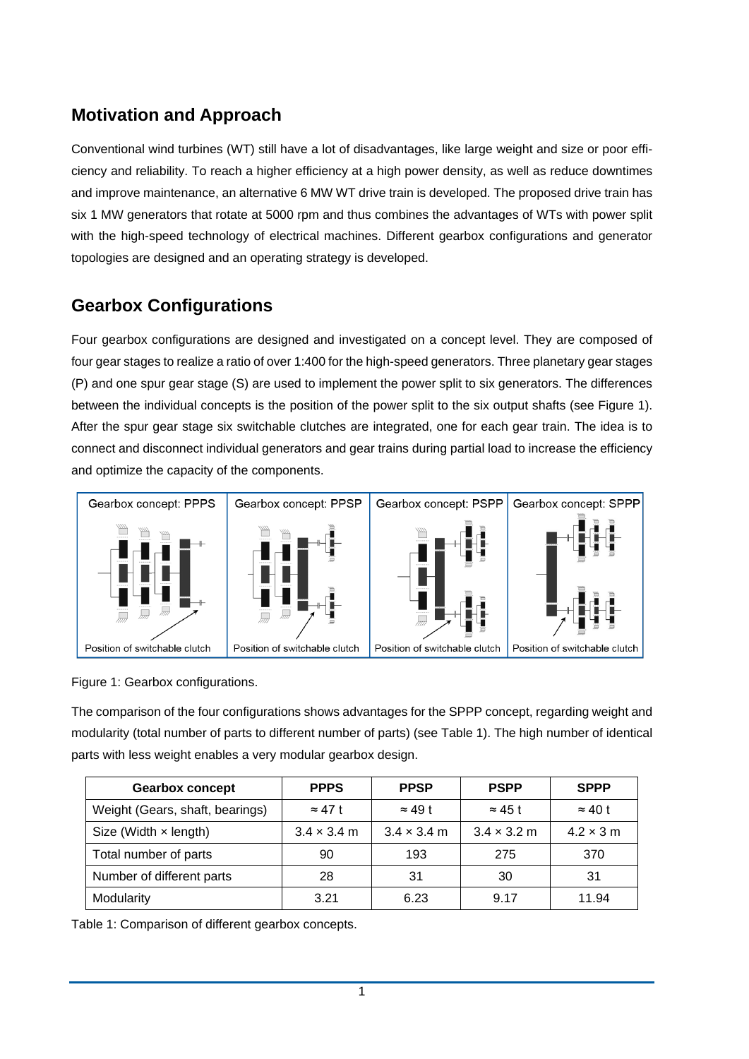## Motivation and Approach

Conventional wind turbines (WT) still have a lot of disadvantages, like large weight and size or poor efficiency and reliability. To reach a higher efficiency at a high power density, as well as reduce downtimes and improve maintenance, an alternative 6 MW WT drive train is developed. The proposed drive train has six 1 MW generators that rotate at 5000 rpm and thus combines the advantages of WTs with power split with the high-speed technology of electrical machines. Different gearbox configurations and generator topologies are designed and an operating strategy is developed.

## Gearbox Configurations

Four gearbox configurations are designed and investigated on a concept level. They are composed of four gear stages to realize a ratio of over 1:400 for the high-speed generators. Three planetary gear stages (P) and one spur gear stage (S) are used to implement the power split to six generators. The differences between the individual concepts is the position of the power split to the six output shafts (see Figure 1). After the spur gear stage six switchable clutches are integrated, one for each gear train. The idea is to connect and disconnect individual generators and gear trains during partial load to increase the efficiency and optimize the capacity of the components.

Gearbox concept: PPPS — Position of switchable clutch

Gearbox concept: PPSP — Position of switchable clutch

Gearbox concept: PSPP — Position of switchable clutch

Gearbox concept: SPPP — Position of switchable clutch

Figure 1: Gearbox configurations.

The comparison of the four configurations shows advantages for the SPPP concept, regarding weight and modularity (total number of parts to different number of parts) (see Table 1). The high number of identical parts with less weight enables a very modular gearbox design.

| Gearbox concept | PPPS | PPSP | PSPP | SPPP |
| --- | --- | --- | --- | --- |
| Weight (Gears, shaft, bearings) | ≈ 47 t | ≈ 49 t | ≈ 45 t | ≈ 40 t |
| Size (Width × length) | 3.4 × 3.4 m | 3.4 × 3.4 m | 3.4 × 3.2 m | 4.2 × 3 m |
| Total number of parts | 90 | 193 | 275 | 370 |
| Number of different parts | 28 | 31 | 30 | 31 |
| Modularity | 3.21 | 6.23 | 9.17 | 11.94 |

Table 1: Comparison of different gearbox concepts.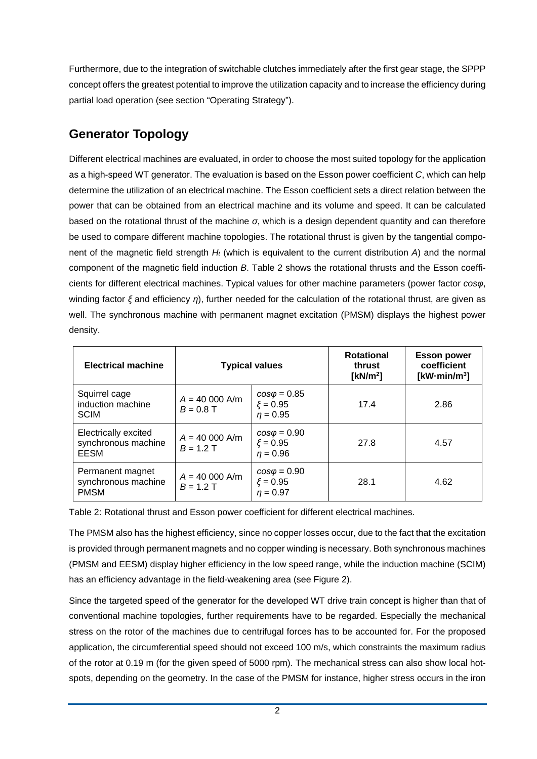Furthermore, due to the integration of switchable clutches immediately after the first gear stage, the SPPP concept offers the greatest potential to improve the utilization capacity and to increase the efficiency during partial load operation (see section "Operating Strategy").

## Generator Topology

Different electrical machines are evaluated, in order to choose the most suited topology for the application as a high-speed WT generator. The evaluation is based on the Esson power coefficient *C*, which can help determine the utilization of an electrical machine. The Esson coefficient sets a direct relation between the power that can be obtained from an electrical machine and its volume and speed. It can be calculated based on the rotational thrust of the machine $\sigma$, which is a design dependent quantity and can therefore be used to compare different machine topologies. The rotational thrust is given by the tangential component of the magnetic field strength $H_t$ (which is equivalent to the current distribution *A*) and the normal component of the magnetic field induction *B*. Table 2 shows the rotational thrusts and the Esson coefficients for different electrical machines. Typical values for other machine parameters (power factor $cos\varphi$, winding factor $\xi$ and efficiency $\eta$), further needed for the calculation of the rotational thrust, are given as well. The synchronous machine with permanent magnet excitation (PMSM) displays the highest power density.

| Electrical machine | Typical values | | Rotational thrust [kN/m²] | Esson power coefficient [kW·min/m³] |
|---|---|---|---|---|
| Squirrel cage induction machine SCIM | $A$ = 40 000 A/m<br>$B$ = 0.8 T | $cos\varphi$ = 0.85<br>$\xi$ = 0.95<br>$\eta$ = 0.95 | 17.4 | 2.86 |
| Electrically excited synchronous machine EESM | $A$ = 40 000 A/m<br>$B$ = 1.2 T | $cos\varphi$ = 0.90<br>$\xi$ = 0.95<br>$\eta$ = 0.96 | 27.8 | 4.57 |
| Permanent magnet synchronous machine PMSM | $A$ = 40 000 A/m<br>$B$ = 1.2 T | $cos\varphi$ = 0.90<br>$\xi$ = 0.95<br>$\eta$ = 0.97 | 28.1 | 4.62 |

Table 2: Rotational thrust and Esson power coefficient for different electrical machines.

The PMSM also has the highest efficiency, since no copper losses occur, due to the fact that the excitation is provided through permanent magnets and no copper winding is necessary. Both synchronous machines (PMSM and EESM) display higher efficiency in the low speed range, while the induction machine (SCIM) has an efficiency advantage in the field-weakening area (see Figure 2).

Since the targeted speed of the generator for the developed WT drive train concept is higher than that of conventional machine topologies, further requirements have to be regarded. Especially the mechanical stress on the rotor of the machines due to centrifugal forces has to be accounted for. For the proposed application, the circumferential speed should not exceed 100 m/s, which constraints the maximum radius of the rotor at 0.19 m (for the given speed of 5000 rpm). The mechanical stress can also show local hotspots, depending on the geometry. In the case of the PMSM for instance, higher stress occurs in the iron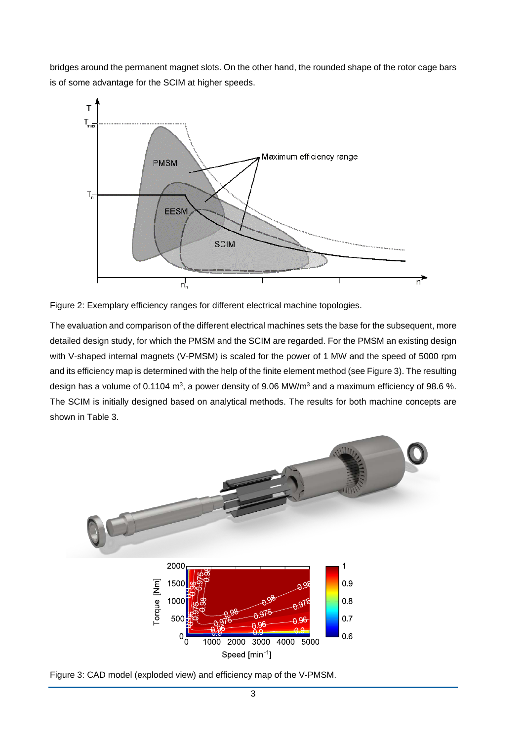bridges around the permanent magnet slots. On the other hand, the rounded shape of the rotor cage bars is of some advantage for the SCIM at higher speeds.

Figure 2: Exemplary efficiency ranges for different electrical machine topologies.

The evaluation and comparison of the different electrical machines sets the base for the subsequent, more detailed design study, for which the PMSM and the SCIM are regarded. For the PMSM an existing design with V-shaped internal magnets (V-PMSM) is scaled for the power of 1 MW and the speed of 5000 rpm and its efficiency map is determined with the help of the finite element method (see Figure 3). The resulting design has a volume of 0.1104 $m^3$, a power density of 9.06 $MW/m^3$ and a maximum efficiency of 98.6 %. The SCIM is initially designed based on analytical methods. The results for both machine concepts are shown in Table 3.

Figure 3: CAD model (exploded view) and efficiency map of the V-PMSM.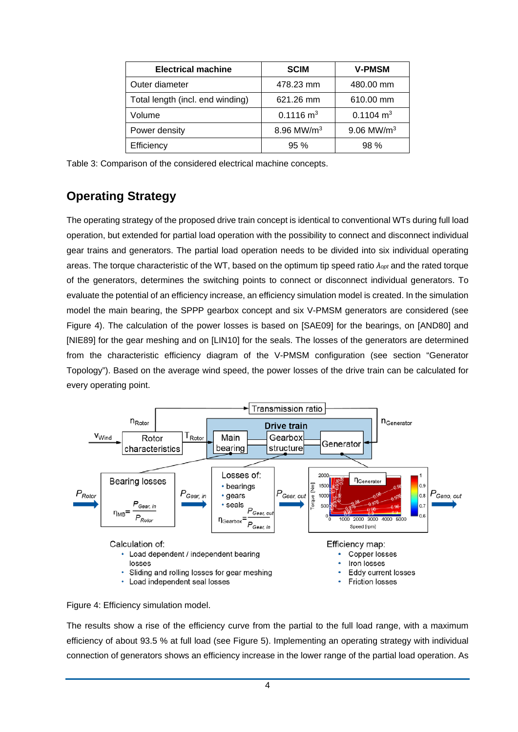| Electrical machine | SCIM | V-PMSM |
|---|---|---|
| Outer diameter | 478.23 mm | 480.00 mm |
| Total length (incl. end winding) | 621.26 mm | 610.00 mm |
| Volume | 0.1116 m$^3$ | 0.1104 m$^3$ |
| Power density | 8.96 MW/m$^3$ | 9.06 MW/m$^3$ |
| Efficiency | 95 % | 98 % |

Table 3: Comparison of the considered electrical machine concepts.

## Operating Strategy

The operating strategy of the proposed drive train concept is identical to conventional WTs during full load operation, but extended for partial load operation with the possibility to connect and disconnect individual gear trains and generators. The partial load operation needs to be divided into six individual operating areas. The torque characteristic of the WT, based on the optimum tip speed ratio $\lambda_{opt}$ and the rated torque of the generators, determines the switching points to connect or disconnect individual generators. To evaluate the potential of an efficiency increase, an efficiency simulation model is created. In the simulation model the main bearing, the SPPP gearbox concept and six V-PMSM generators are considered (see Figure 4). The calculation of the power losses is based on [SAE09] for the bearings, on [AND80] and [NIE89] for the gear meshing and on [LIN10] for the seals. The losses of the generators are determined from the characteristic efficiency diagram of the V-PMSM configuration (see section "Generator Topology"). Based on the average wind speed, the power losses of the drive train can be calculated for every operating point.

Figure 4: Efficiency simulation model.

The results show a rise of the efficiency curve from the partial to the full load range, with a maximum efficiency of about 93.5 % at full load (see Figure 5). Implementing an operating strategy with individual connection of generators shows an efficiency increase in the lower range of the partial load operation. As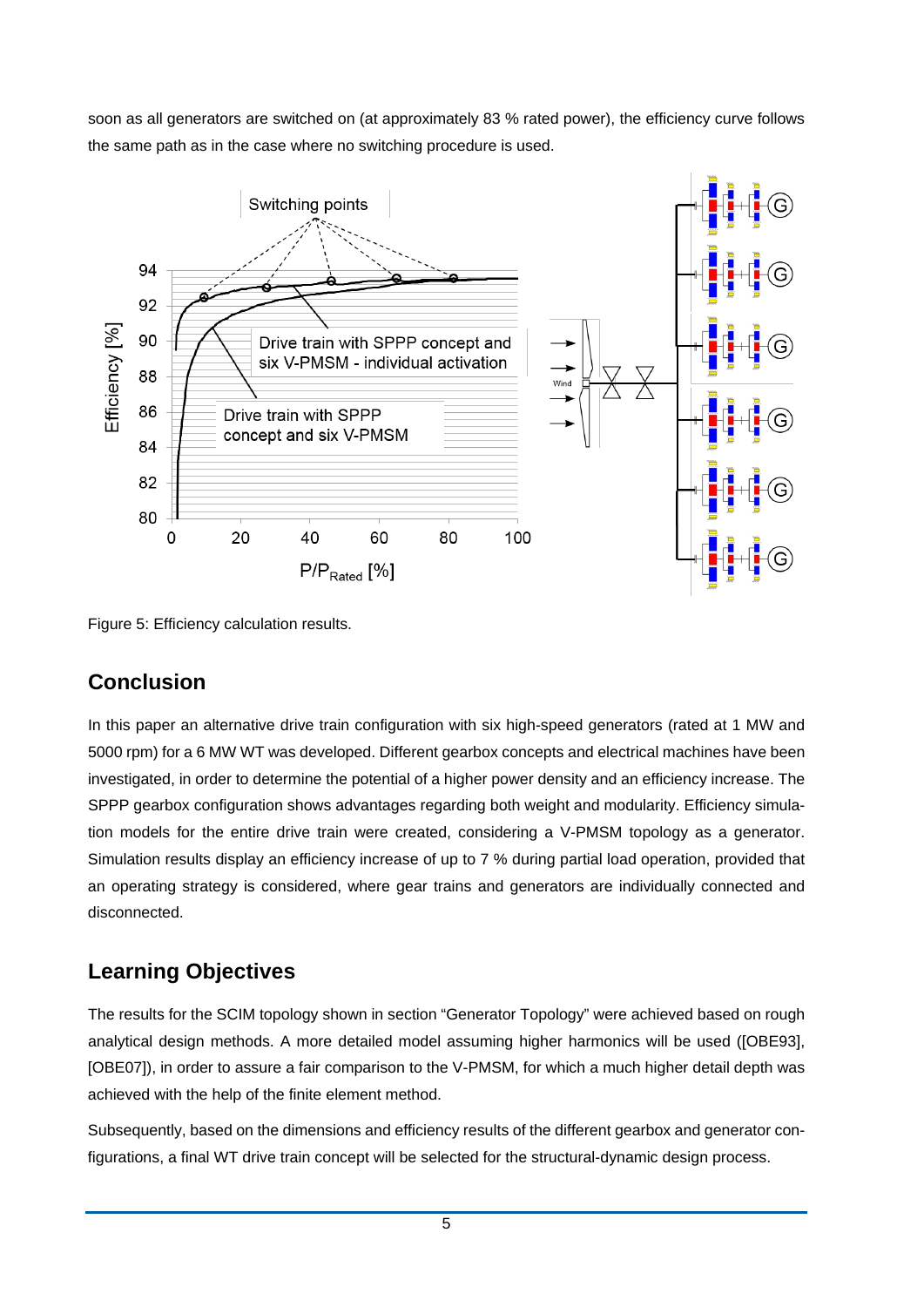soon as all generators are switched on (at approximately 83 % rated power), the efficiency curve follows the same path as in the case where no switching procedure is used.

Figure 5: Efficiency calculation results.

## Conclusion

In this paper an alternative drive train configuration with six high-speed generators (rated at 1 MW and 5000 rpm) for a 6 MW WT was developed. Different gearbox concepts and electrical machines have been investigated, in order to determine the potential of a higher power density and an efficiency increase. The SPPP gearbox configuration shows advantages regarding both weight and modularity. Efficiency simulation models for the entire drive train were created, considering a V-PMSM topology as a generator. Simulation results display an efficiency increase of up to 7 % during partial load operation, provided that an operating strategy is considered, where gear trains and generators are individually connected and disconnected.

## Learning Objectives

The results for the SCIM topology shown in section "Generator Topology" were achieved based on rough analytical design methods. A more detailed model assuming higher harmonics will be used ([OBE93], [OBE07]), in order to assure a fair comparison to the V-PMSM, for which a much higher detail depth was achieved with the help of the finite element method.

Subsequently, based on the dimensions and efficiency results of the different gearbox and generator configurations, a final WT drive train concept will be selected for the structural-dynamic design process.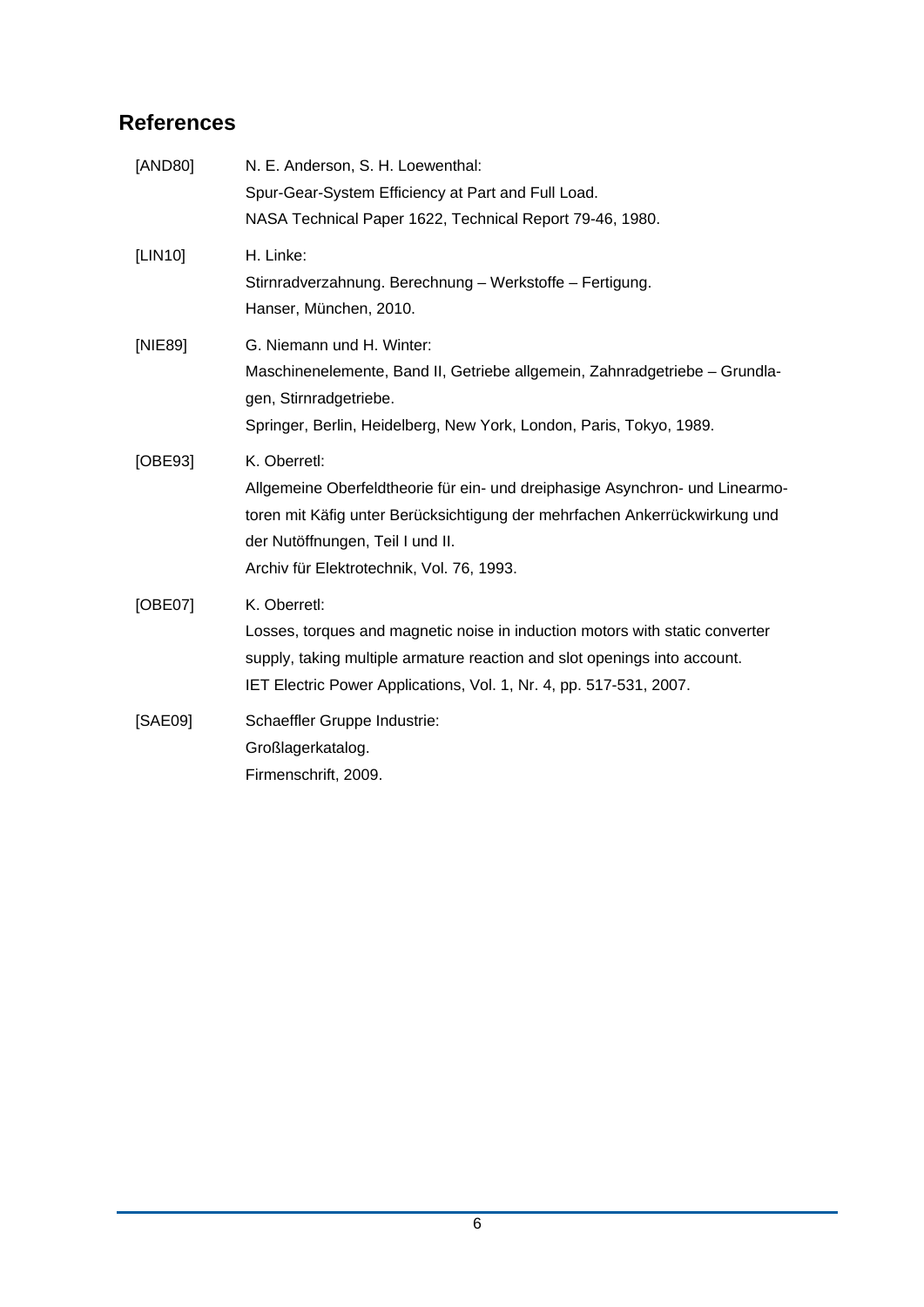## References

[AND80] N. E. Anderson, S. H. Loewenthal:
Spur-Gear-System Efficiency at Part and Full Load.
NASA Technical Paper 1622, Technical Report 79-46, 1980.

[LIN10] H. Linke:
Stirnradverzahnung. Berechnung – Werkstoffe – Fertigung.
Hanser, München, 2010.

[NIE89] G. Niemann und H. Winter:
Maschinenelemente, Band II, Getriebe allgemein, Zahnradgetriebe – Grundlagen, Stirnradgetriebe.
Springer, Berlin, Heidelberg, New York, London, Paris, Tokyo, 1989.

[OBE93] K. Oberretl:
Allgemeine Oberfeldtheorie für ein- und dreiphasige Asynchron- und Linearmotoren mit Käfig unter Berücksichtigung der mehrfachen Ankerrückwirkung und der Nutöffnungen, Teil I und II.
Archiv für Elektrotechnik, Vol. 76, 1993.

[OBE07] K. Oberretl:
Losses, torques and magnetic noise in induction motors with static converter supply, taking multiple armature reaction and slot openings into account.
IET Electric Power Applications, Vol. 1, Nr. 4, pp. 517-531, 2007.

[SAE09] Schaeffler Gruppe Industrie:
Großlagerkatalog.
Firmenschrift, 2009.